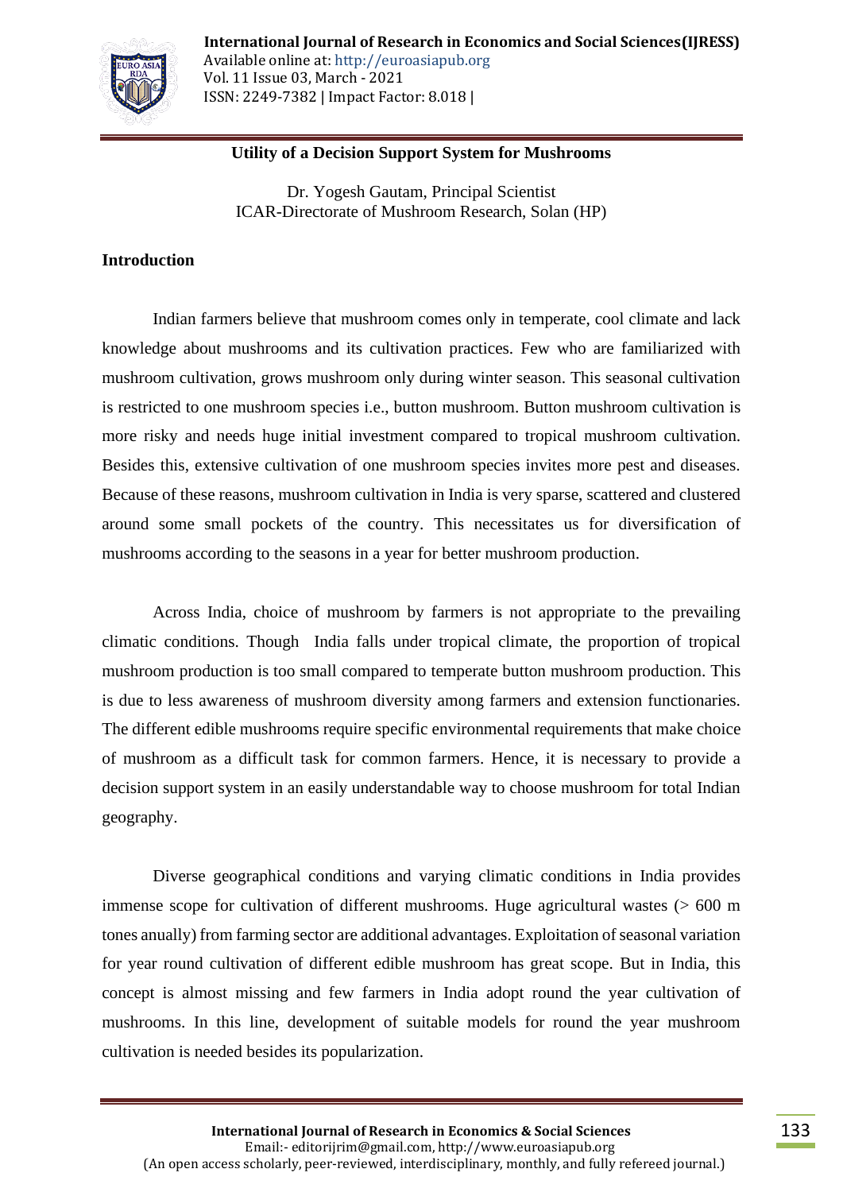# Utility of a Decision Support System for Mushrooms

Dr. Yogesh Gautam, Principal Scientist
ICAR-Directorate of Mushroom Research, Solan (HP)

## Introduction

Indian farmers believe that mushroom comes only in temperate, cool climate and lack knowledge about mushrooms and its cultivation practices. Few who are familiarized with mushroom cultivation, grows mushroom only during winter season. This seasonal cultivation is restricted to one mushroom species i.e., button mushroom. Button mushroom cultivation is more risky and needs huge initial investment compared to tropical mushroom cultivation. Besides this, extensive cultivation of one mushroom species invites more pest and diseases. Because of these reasons, mushroom cultivation in India is very sparse, scattered and clustered around some small pockets of the country. This necessitates us for diversification of mushrooms according to the seasons in a year for better mushroom production.

Across India, choice of mushroom by farmers is not appropriate to the prevailing climatic conditions. Though India falls under tropical climate, the proportion of tropical mushroom production is too small compared to temperate button mushroom production. This is due to less awareness of mushroom diversity among farmers and extension functionaries. The different edible mushrooms require specific environmental requirements that make choice of mushroom as a difficult task for common farmers. Hence, it is necessary to provide a decision support system in an easily understandable way to choose mushroom for total Indian geography.

Diverse geographical conditions and varying climatic conditions in India provides immense scope for cultivation of different mushrooms. Huge agricultural wastes (> 600 m tones anually) from farming sector are additional advantages. Exploitation of seasonal variation for year round cultivation of different edible mushroom has great scope. But in India, this concept is almost missing and few farmers in India adopt round the year cultivation of mushrooms. In this line, development of suitable models for round the year mushroom cultivation is needed besides its popularization.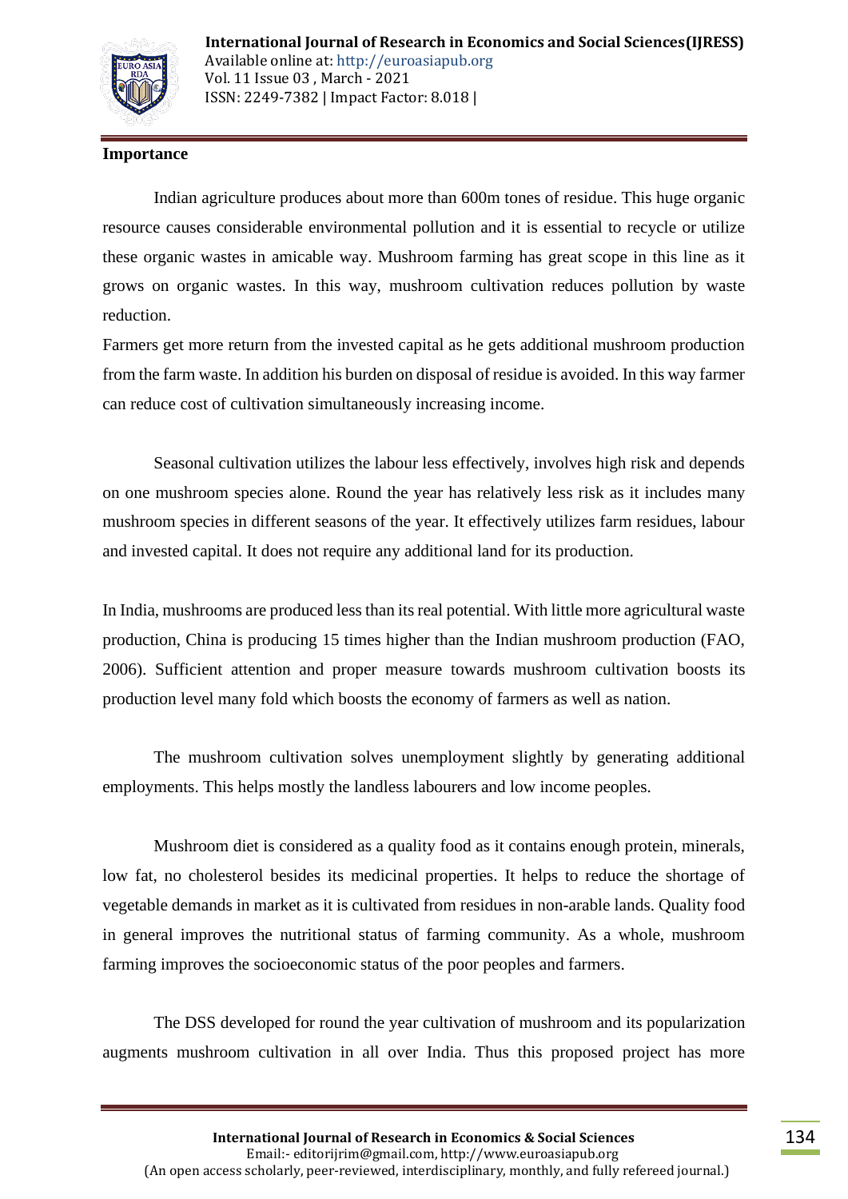**Importance**

Indian agriculture produces about more than 600m tones of residue. This huge organic resource causes considerable environmental pollution and it is essential to recycle or utilize these organic wastes in amicable way. Mushroom farming has great scope in this line as it grows on organic wastes. In this way, mushroom cultivation reduces pollution by waste reduction.

Farmers get more return from the invested capital as he gets additional mushroom production from the farm waste. In addition his burden on disposal of residue is avoided. In this way farmer can reduce cost of cultivation simultaneously increasing income.

Seasonal cultivation utilizes the labour less effectively, involves high risk and depends on one mushroom species alone. Round the year has relatively less risk as it includes many mushroom species in different seasons of the year. It effectively utilizes farm residues, labour and invested capital. It does not require any additional land for its production.

In India, mushrooms are produced less than its real potential. With little more agricultural waste production, China is producing 15 times higher than the Indian mushroom production (FAO, 2006). Sufficient attention and proper measure towards mushroom cultivation boosts its production level many fold which boosts the economy of farmers as well as nation.

The mushroom cultivation solves unemployment slightly by generating additional employments. This helps mostly the landless labourers and low income peoples.

Mushroom diet is considered as a quality food as it contains enough protein, minerals, low fat, no cholesterol besides its medicinal properties. It helps to reduce the shortage of vegetable demands in market as it is cultivated from residues in non-arable lands. Quality food in general improves the nutritional status of farming community. As a whole, mushroom farming improves the socioeconomic status of the poor peoples and farmers.

The DSS developed for round the year cultivation of mushroom and its popularization augments mushroom cultivation in all over India. Thus this proposed project has more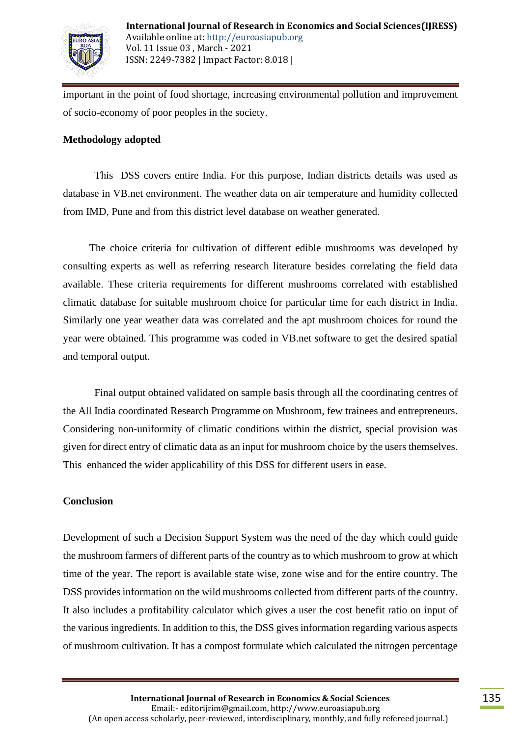important in the point of food shortage, increasing environmental pollution and improvement of socio-economy of poor peoples in the society.

**Methodology adopted**

This DSS covers entire India. For this purpose, Indian districts details was used as database in VB.net environment. The weather data on air temperature and humidity collected from IMD, Pune and from this district level database on weather generated.

The choice criteria for cultivation of different edible mushrooms was developed by consulting experts as well as referring research literature besides correlating the field data available. These criteria requirements for different mushrooms correlated with established climatic database for suitable mushroom choice for particular time for each district in India. Similarly one year weather data was correlated and the apt mushroom choices for round the year were obtained. This programme was coded in VB.net software to get the desired spatial and temporal output.

Final output obtained validated on sample basis through all the coordinating centres of the All India coordinated Research Programme on Mushroom, few trainees and entrepreneurs. Considering non-uniformity of climatic conditions within the district, special provision was given for direct entry of climatic data as an input for mushroom choice by the users themselves. This enhanced the wider applicability of this DSS for different users in ease.

**Conclusion**

Development of such a Decision Support System was the need of the day which could guide the mushroom farmers of different parts of the country as to which mushroom to grow at which time of the year. The report is available state wise, zone wise and for the entire country. The DSS provides information on the wild mushrooms collected from different parts of the country. It also includes a profitability calculator which gives a user the cost benefit ratio on input of the various ingredients. In addition to this, the DSS gives information regarding various aspects of mushroom cultivation. It has a compost formulate which calculated the nitrogen percentage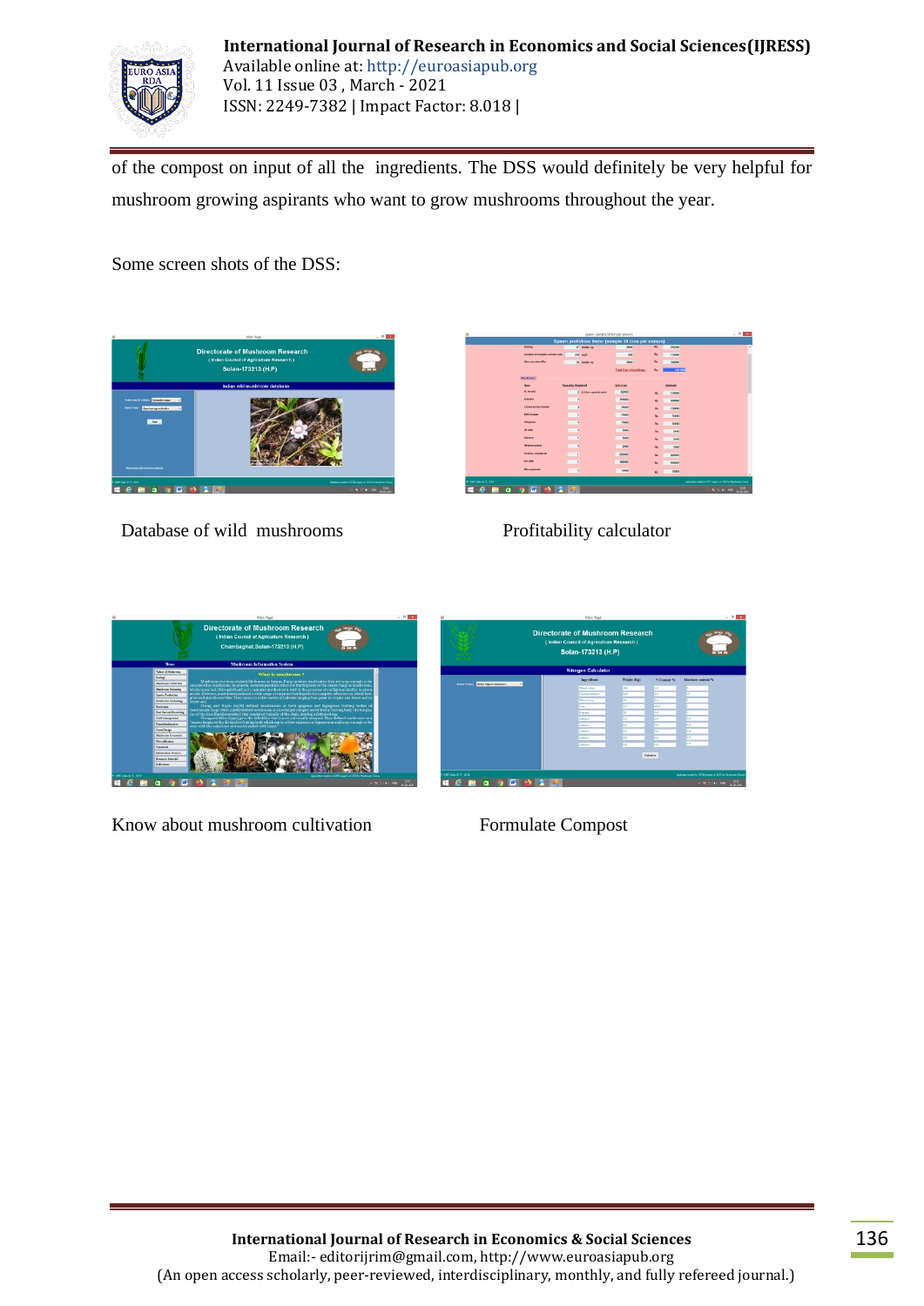of the compost on input of all the ingredients. The DSS would definitely be very helpful for mushroom growing aspirants who want to grow mushrooms throughout the year.

Some screen shots of the DSS:

Database of wild mushrooms

Profitability calculator

Know about mushroom cultivation

Formulate Compost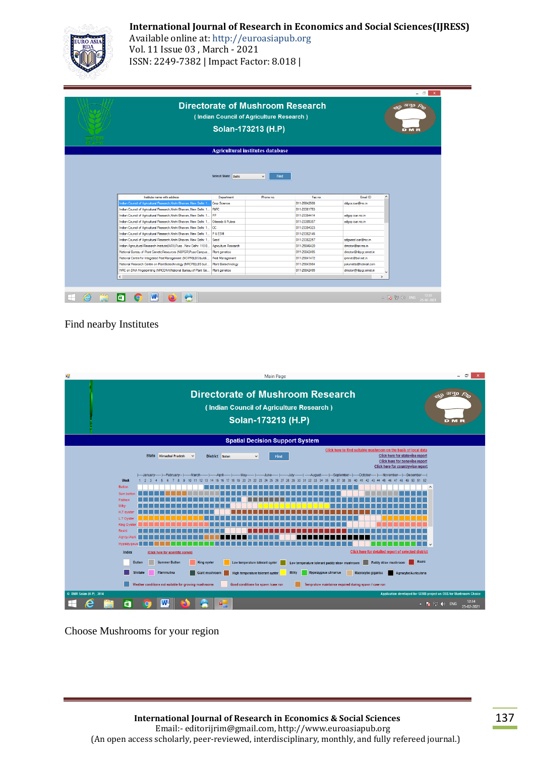Find nearby Institutes

Choose Mushrooms for your region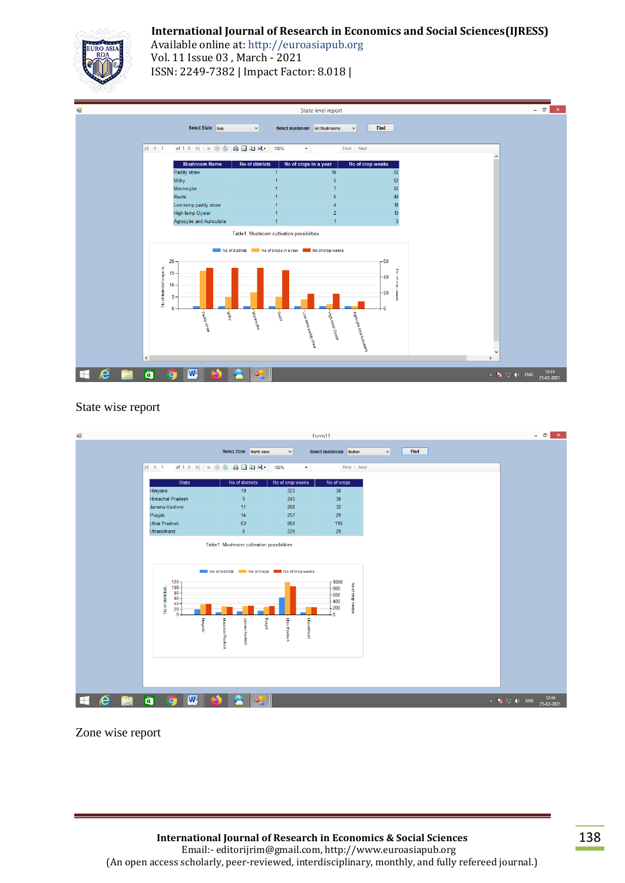State level report

Select State: Goa    Select mushroom: All Mushrooms    Find

| Mushroom Name | No of districts | No of crops in a year | No of crop weeks |
|---|---|---|---|
| Paddy straw | 1 | 16 | 52 |
| Milky | 1 | 5 | 52 |
| Macrocybe | 1 | 7 | 52 |
| Reshi | 1 | 5 | 48 |
| Low temp paddy straw | 1 | 4 | 19 |
| High temp Oyster | 1 | 2 | 19 |
| Agrocybe and Auricularia | 1 | 1 | 9 |

Table1. Mushroom cultivation possibilities

State wise report

Form11

Select Zone: North zone    Select mushroom: Button    Find

| State | No of districts | No of crop weeks | No of crops |
|---|---|---|---|
| Haryana | 19 | 323 | 38 |
| Himachal Pradesh | 9 | 245 | 30 |
| Jammu Kashmir | 11 | 268 | 32 |
| Punjab | 14 | 257 | 29 |
| Uttar Pradesh | 63 | 869 | 119 |
| Uttarakhand | 9 | 229 | 29 |

Table1. Mushroom cultivation possibilities

Zone wise report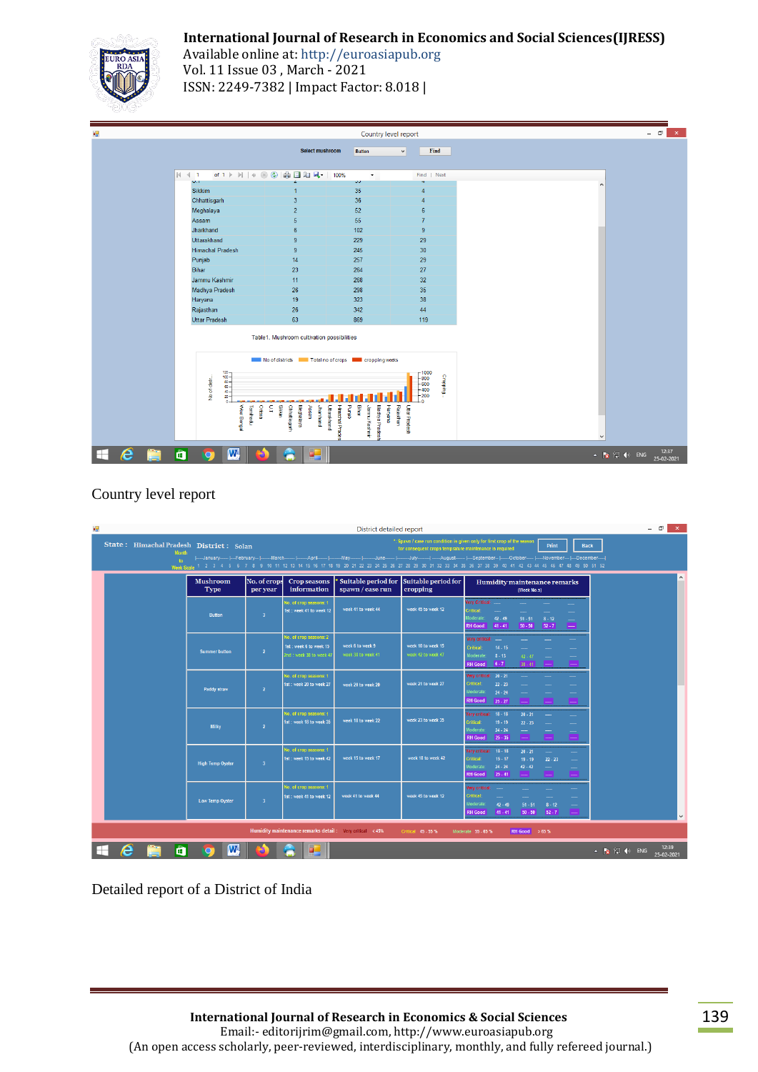Country level report

Detailed report of a District of India